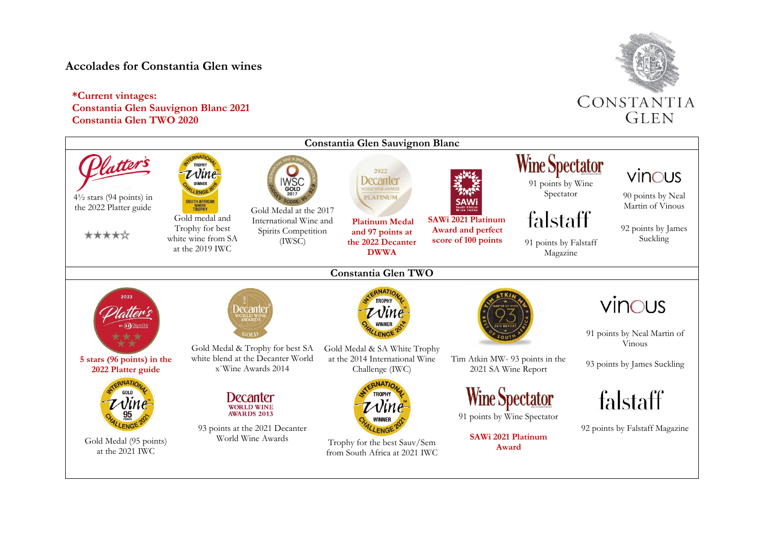# Accolades for Constantia Glen wines

**\*Current vintages:**
**Constantia Glen Sauvignon Blanc 2021**
**Constantia Glen TWO 2020**

CONSTANTIA GLEN

## Constantia Glen Sauvignon Blanc

- 4½ stars (94 points) in the 2022 Platter guide
- Gold medal and Trophy for best white wine from SA at the 2019 IWC
- Gold Medal at the 2017 International Wine and Spirits Competition (IWSC)
- **Platinum Medal and 97 points at the 2022 Decanter DWWA**
- **SAWi 2021 Platinum Award and perfect score of 100 points**
- 91 points by Wine Spectator
- 91 points by Falstaff Magazine
- 90 points by Neal Martin of Vinous
- 92 points by James Suckling

## Constantia Glen TWO

- **5 stars (96 points) in the 2022 Platter guide**
- Gold Medal (95 points) at the 2021 IWC
- Gold Medal & Trophy for best SA white blend at the Decanter World x`Wine Awards 2014
- 93 points at the 2021 Decanter World Wine Awards
- Gold Medal & SA White Trophy at the 2014 International Wine Challenge (IWC)
- Trophy for the best Sauv/Sem from South Africa at 2021 IWC
- Tim Atkin MW- 93 points in the 2021 SA Wine Report
- 91 points by Wine Spectator
- **SAWi 2021 Platinum Award**
- 91 points by Neal Martin of Vinous
- 93 points by James Suckling
- 92 points by Falstaff Magazine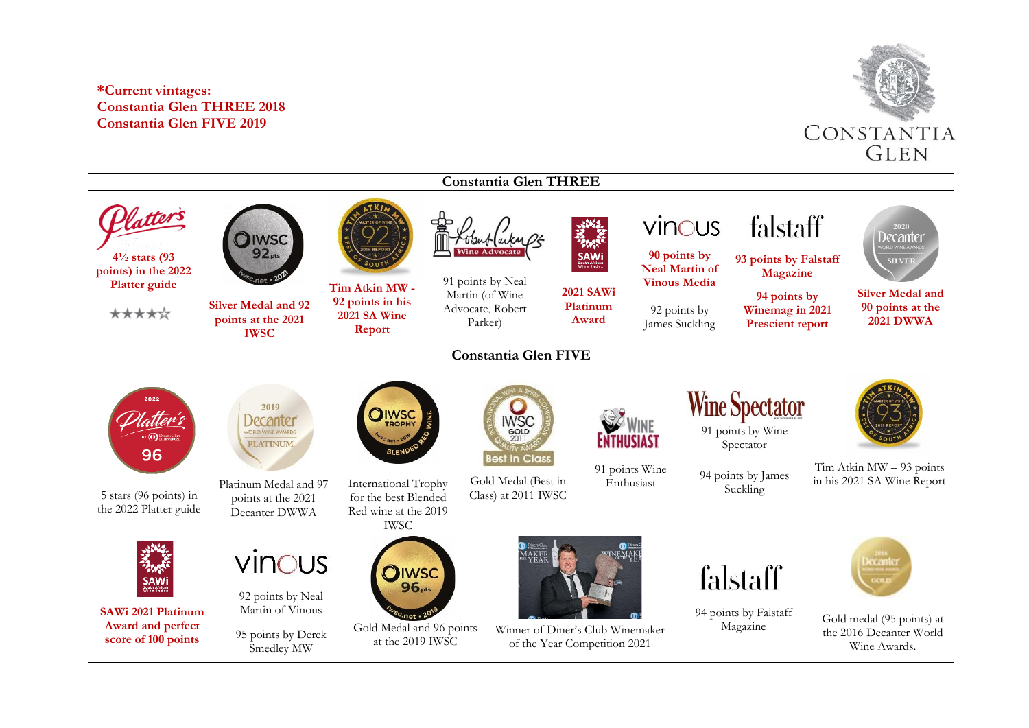**\*Current vintages:**
**Constantia Glen THREE 2018**
**Constantia Glen FIVE 2019**

CONSTANTIA GLEN

## Constantia Glen THREE

| | | | | | | | |
|---|---|---|---|---|---|---|---|
| **4½ stars (93 points) in the 2022 Platter guide** | **Silver Medal and 92 points at the 2021 IWSC** | **Tim Atkin MW - 92 points in his 2021 SA Wine Report** | 91 points by Neal Martin (of Wine Advocate, Robert Parker) | **2021 SAWi Platinum Award** | **90 points by Neal Martin of Vinous Media**<br><br>92 points by James Suckling | **93 points by Falstaff Magazine**<br><br>**94 points by Winemag in 2021 Prescient report** | **Silver Medal and 90 points at the 2021 DWWA** |

## Constantia Glen FIVE

| | | | | | | |
|---|---|---|---|---|---|---|
| 5 stars (96 points) in the 2022 Platter guide | Platinum Medal and 97 points at the 2021 Decanter DWWA | International Trophy for the best Blended Red wine at the 2019 IWSC | Gold Medal (Best in Class) at 2011 IWSC | 91 points Wine Enthusiast | 91 points by Wine Spectator<br><br>94 points by James Suckling | Tim Atkin MW – 93 points in his 2021 SA Wine Report |
| **SAWi 2021 Platinum Award and perfect score of 100 points** | 92 points by Neal Martin of Vinous<br><br>95 points by Derek Smedley MW | Gold Medal and 96 points at the 2019 IWSC | Winner of Diner's Club Winemaker of the Year Competition 2021 | | 94 points by Falstaff Magazine | Gold medal (95 points) at the 2016 Decanter World Wine Awards. |